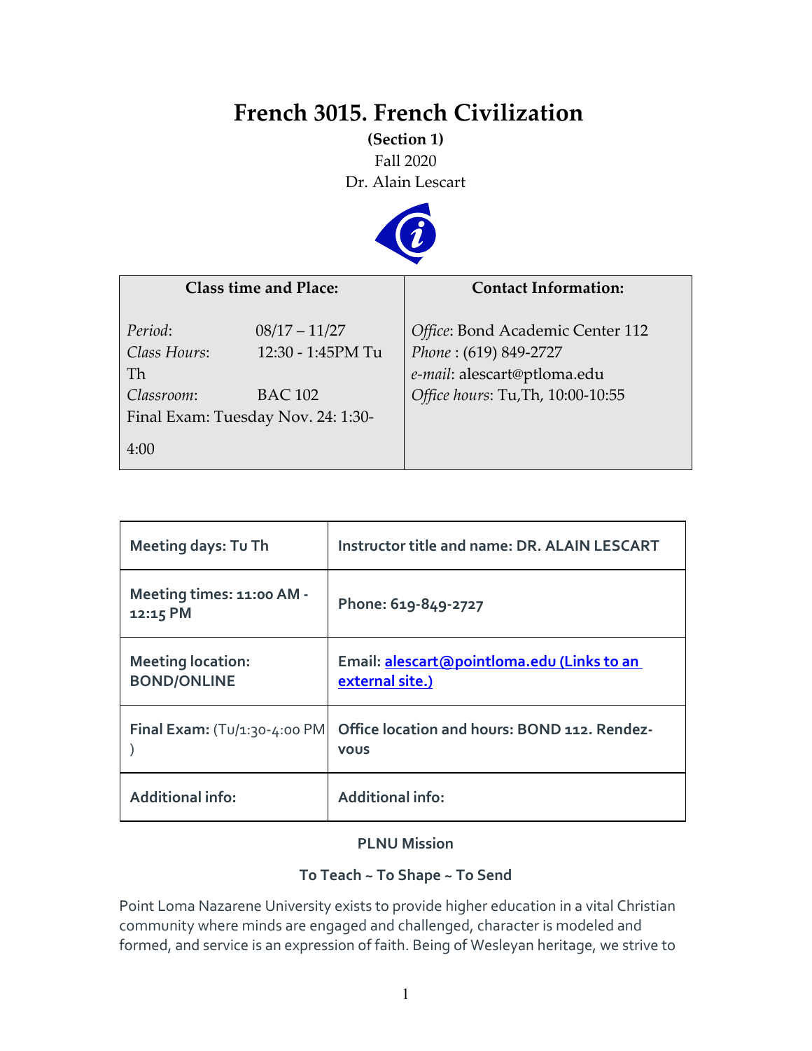# French 3015. French Civilization

**(Section 1)**

Fall 2020

Dr. Alain Lescart

| Class time and Place: | Contact Information: |
|---|---|
| *Period*: 08/17 – 11/27<br>*Class Hours*: 12:30 - 1:45PM Tu Th<br>*Classroom*: BAC 102<br>Final Exam: Tuesday Nov. 24: 1:30-4:00 | *Office*: Bond Academic Center 112<br>*Phone* : (619) 849-2727<br>*e-mail*: alescart@ptloma.edu<br>*Office hours*: Tu,Th, 10:00-10:55 |

| Meeting days: Tu Th | Instructor title and name: DR. ALAIN LESCART |
|---|---|
| Meeting times: 11:00 AM - 12:15 PM | Phone: 619-849-2727 |
| Meeting location: BOND/ONLINE | Email: [alescart@pointloma.edu (Links to an external site.)](mailto:alescart@pointloma.edu) |
| Final Exam: (Tu/1:30-4:00 PM ) | Office location and hours: BOND 112. Rendez-vous |
| Additional info: | Additional info: |

**PLNU Mission**

**To Teach ~ To Shape ~ To Send**

Point Loma Nazarene University exists to provide higher education in a vital Christian community where minds are engaged and challenged, character is modeled and formed, and service is an expression of faith. Being of Wesleyan heritage, we strive to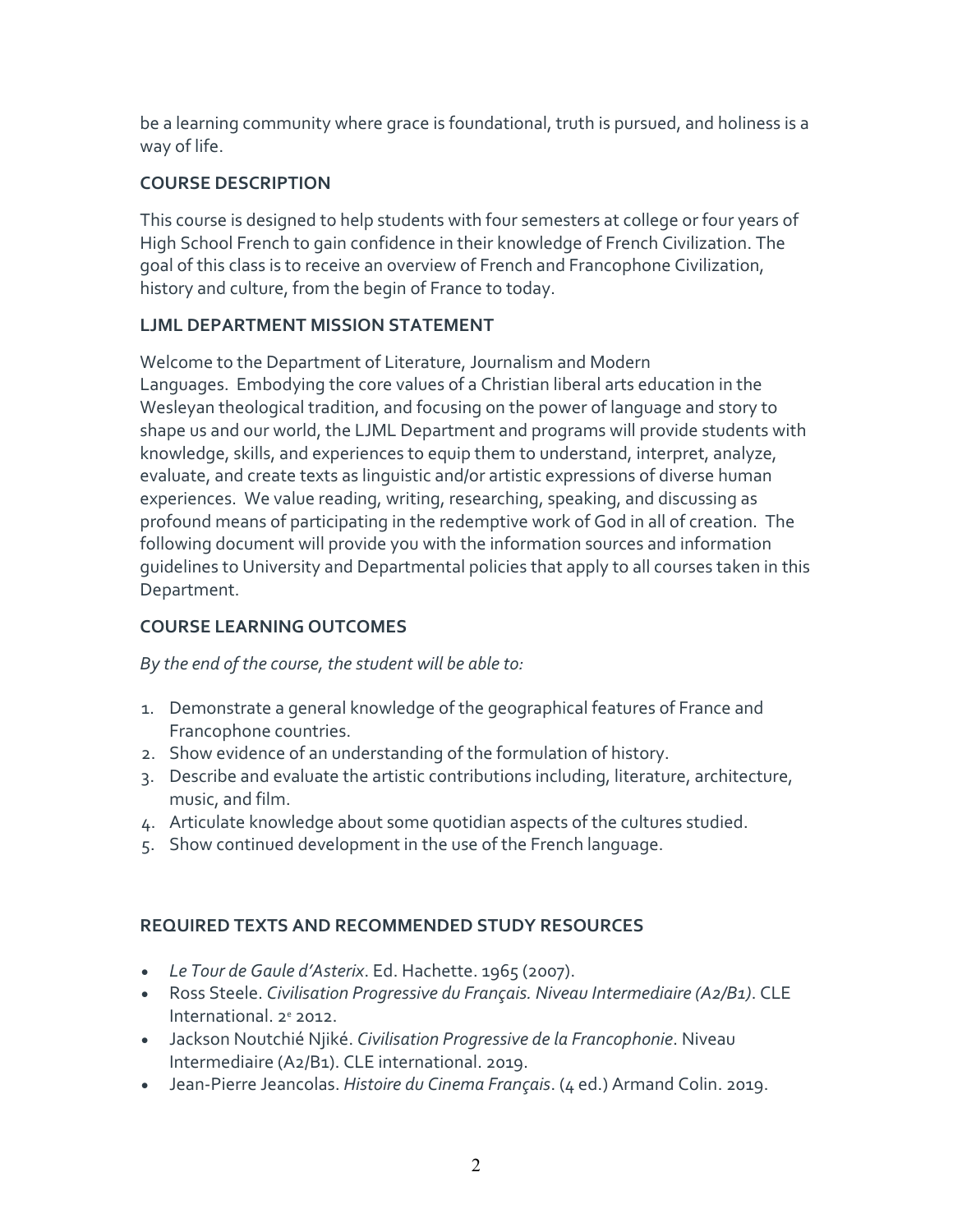be a learning community where grace is foundational, truth is pursued, and holiness is a way of life.

### COURSE DESCRIPTION

This course is designed to help students with four semesters at college or four years of High School French to gain confidence in their knowledge of French Civilization. The goal of this class is to receive an overview of French and Francophone Civilization, history and culture, from the begin of France to today.

### LJML DEPARTMENT MISSION STATEMENT

Welcome to the Department of Literature, Journalism and Modern Languages. Embodying the core values of a Christian liberal arts education in the Wesleyan theological tradition, and focusing on the power of language and story to shape us and our world, the LJML Department and programs will provide students with knowledge, skills, and experiences to equip them to understand, interpret, analyze, evaluate, and create texts as linguistic and/or artistic expressions of diverse human experiences. We value reading, writing, researching, speaking, and discussing as profound means of participating in the redemptive work of God in all of creation. The following document will provide you with the information sources and information guidelines to University and Departmental policies that apply to all courses taken in this Department.

### COURSE LEARNING OUTCOMES

*By the end of the course, the student will be able to:*

1. Demonstrate a general knowledge of the geographical features of France and Francophone countries.
2. Show evidence of an understanding of the formulation of history.
3. Describe and evaluate the artistic contributions including, literature, architecture, music, and film.
4. Articulate knowledge about some quotidian aspects of the cultures studied.
5. Show continued development in the use of the French language.

### REQUIRED TEXTS AND RECOMMENDED STUDY RESOURCES

- *Le Tour de Gaule d'Asterix*. Ed. Hachette. 1965 (2007).
- Ross Steele. *Civilisation Progressive du Français. Niveau Intermediaire (A2/B1)*. CLE International. 2e 2012.
- Jackson Noutchié Njiké. *Civilisation Progressive de la Francophonie*. Niveau Intermediaire (A2/B1). CLE international. 2019.
- Jean-Pierre Jeancolas. *Histoire du Cinema Français*. (4 ed.) Armand Colin. 2019.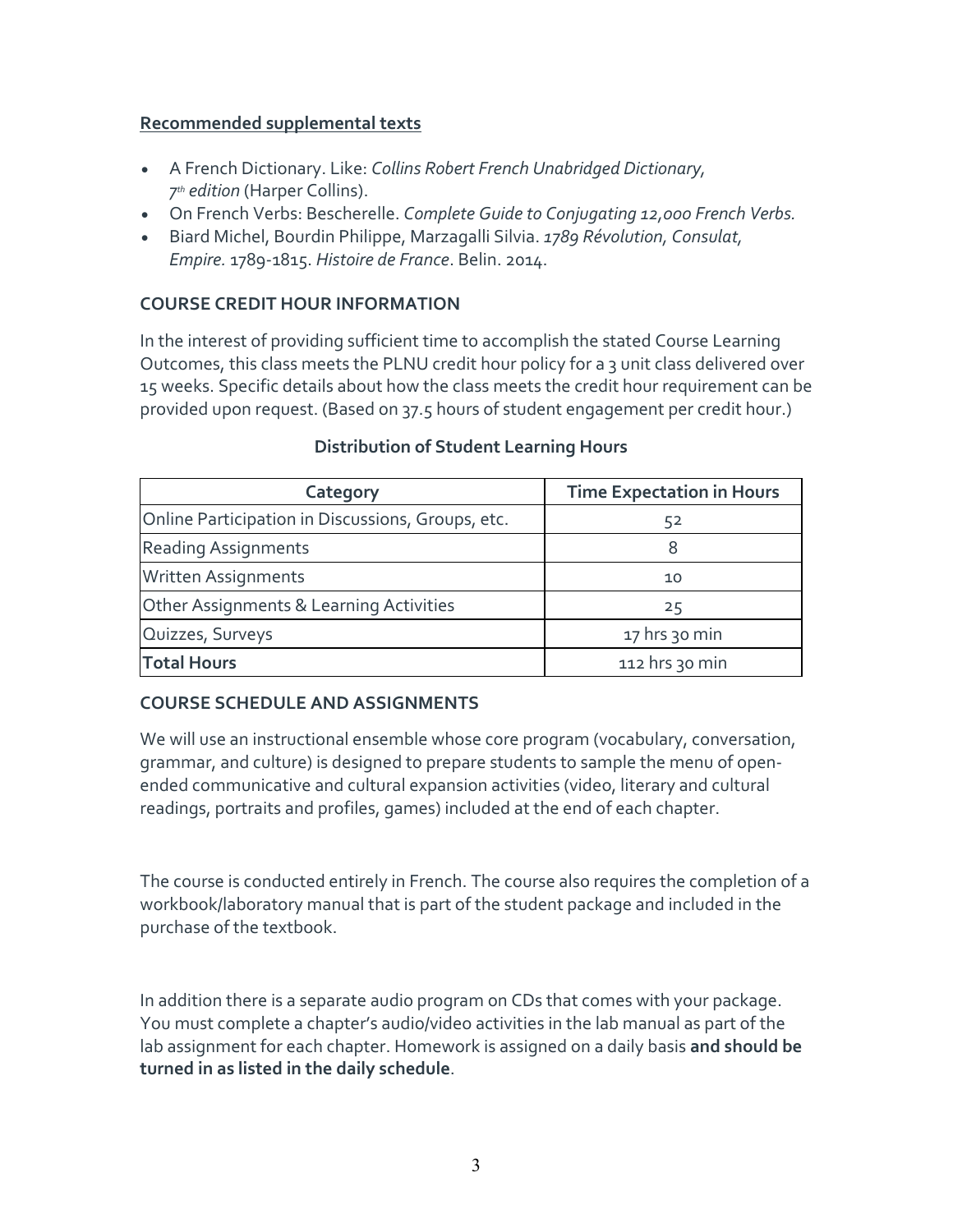## Recommended supplemental texts

- A French Dictionary. Like: *Collins Robert French Unabridged Dictionary, 7th edition* (Harper Collins).
- On French Verbs: Bescherelle. *Complete Guide to Conjugating 12,000 French Verbs.*
- Biard Michel, Bourdin Philippe, Marzagalli Silvia. *1789 Révolution, Consulat, Empire.* 1789-1815. *Histoire de France*. Belin. 2014.

### COURSE CREDIT HOUR INFORMATION

In the interest of providing sufficient time to accomplish the stated Course Learning Outcomes, this class meets the PLNU credit hour policy for a 3 unit class delivered over 15 weeks. Specific details about how the class meets the credit hour requirement can be provided upon request. (Based on 37.5 hours of student engagement per credit hour.)

**Distribution of Student Learning Hours**

| Category | Time Expectation in Hours |
|---|---|
| Online Participation in Discussions, Groups, etc. | 52 |
| Reading Assignments | 8 |
| Written Assignments | 10 |
| Other Assignments & Learning Activities | 25 |
| Quizzes, Surveys | 17 hrs 30 min |
| **Total Hours** | 112 hrs 30 min |

### COURSE SCHEDULE AND ASSIGNMENTS

We will use an instructional ensemble whose core program (vocabulary, conversation, grammar, and culture) is designed to prepare students to sample the menu of open-ended communicative and cultural expansion activities (video, literary and cultural readings, portraits and profiles, games) included at the end of each chapter.

The course is conducted entirely in French. The course also requires the completion of a workbook/laboratory manual that is part of the student package and included in the purchase of the textbook.

In addition there is a separate audio program on CDs that comes with your package. You must complete a chapter's audio/video activities in the lab manual as part of the lab assignment for each chapter. Homework is assigned on a daily basis **and should be turned in as listed in the daily schedule**.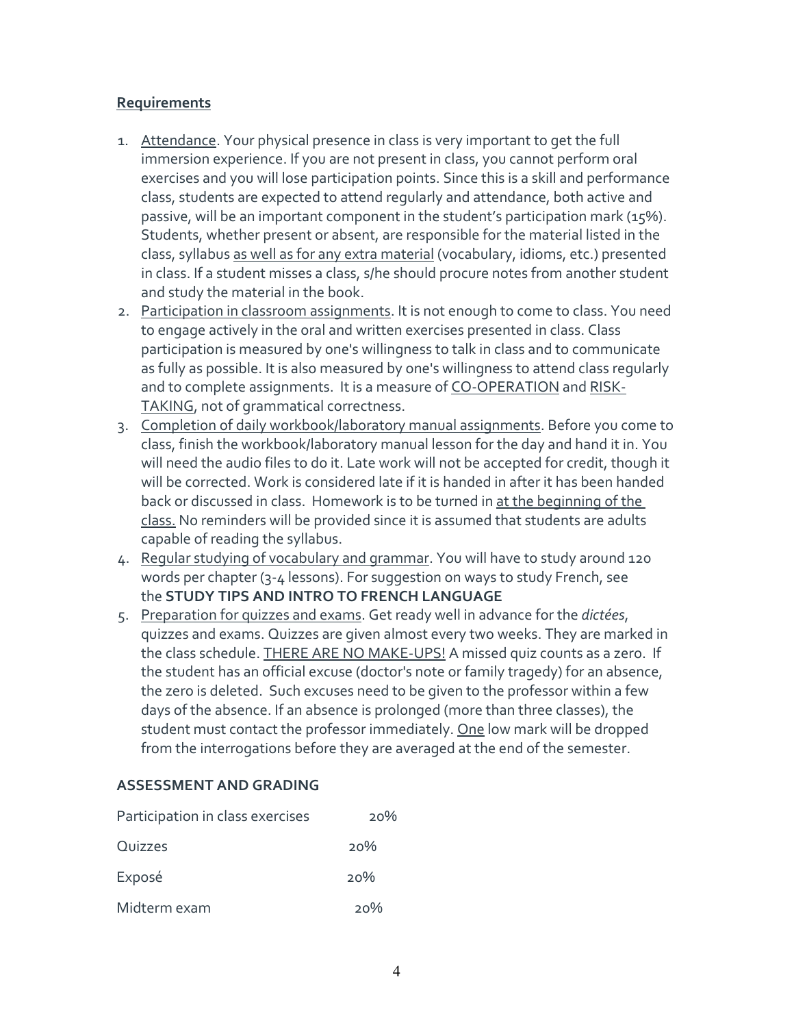## Requirements

1. Attendance. Your physical presence in class is very important to get the full immersion experience. If you are not present in class, you cannot perform oral exercises and you will lose participation points. Since this is a skill and performance class, students are expected to attend regularly and attendance, both active and passive, will be an important component in the student's participation mark (15%). Students, whether present or absent, are responsible for the material listed in the class, syllabus as well as for any extra material (vocabulary, idioms, etc.) presented in class. If a student misses a class, s/he should procure notes from another student and study the material in the book.
2. Participation in classroom assignments. It is not enough to come to class. You need to engage actively in the oral and written exercises presented in class. Class participation is measured by one's willingness to talk in class and to communicate as fully as possible. It is also measured by one's willingness to attend class regularly and to complete assignments. It is a measure of CO-OPERATION and RISK-TAKING, not of grammatical correctness.
3. Completion of daily workbook/laboratory manual assignments. Before you come to class, finish the workbook/laboratory manual lesson for the day and hand it in. You will need the audio files to do it. Late work will not be accepted for credit, though it will be corrected. Work is considered late if it is handed in after it has been handed back or discussed in class. Homework is to be turned in at the beginning of the class. No reminders will be provided since it is assumed that students are adults capable of reading the syllabus.
4. Regular studying of vocabulary and grammar. You will have to study around 120 words per chapter (3-4 lessons). For suggestion on ways to study French, see the **STUDY TIPS AND INTRO TO FRENCH LANGUAGE**
5. Preparation for quizzes and exams. Get ready well in advance for the *dictées*, quizzes and exams. Quizzes are given almost every two weeks. They are marked in the class schedule. THERE ARE NO MAKE-UPS! A missed quiz counts as a zero. If the student has an official excuse (doctor's note or family tragedy) for an absence, the zero is deleted. Such excuses need to be given to the professor within a few days of the absence. If an absence is prolonged (more than three classes), the student must contact the professor immediately. One low mark will be dropped from the interrogations before they are averaged at the end of the semester.

### ASSESSMENT AND GRADING

| | |
|---|---|
| Participation in class exercises | 20% |
| Quizzes | 20% |
| Exposé | 20% |
| Midterm exam | 20% |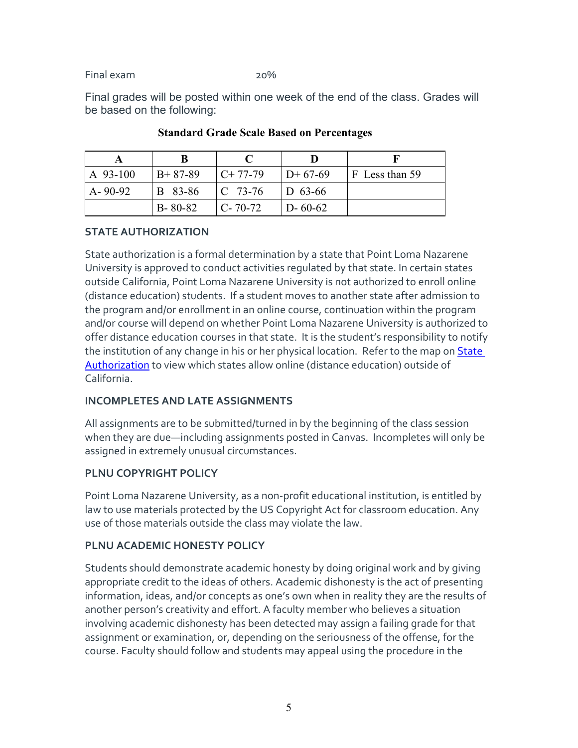Final exam 20%

Final grades will be posted within one week of the end of the class. Grades will be based on the following:

**Standard Grade Scale Based on Percentages**

| A | B | C | D | F |
|---|---|---|---|---|
| A 93-100 | B+ 87-89 | C+ 77-79 | D+ 67-69 | F Less than 59 |
| A- 90-92 | B 83-86 | C 73-76 | D 63-66 | |
| | B- 80-82 | C- 70-72 | D- 60-62 | |

## STATE AUTHORIZATION

State authorization is a formal determination by a state that Point Loma Nazarene University is approved to conduct activities regulated by that state. In certain states outside California, Point Loma Nazarene University is not authorized to enroll online (distance education) students. If a student moves to another state after admission to the program and/or enrollment in an online course, continuation within the program and/or course will depend on whether Point Loma Nazarene University is authorized to offer distance education courses in that state. It is the student's responsibility to notify the institution of any change in his or her physical location. Refer to the map on State Authorization to view which states allow online (distance education) outside of California.

## INCOMPLETES AND LATE ASSIGNMENTS

All assignments are to be submitted/turned in by the beginning of the class session when they are due—including assignments posted in Canvas. Incompletes will only be assigned in extremely unusual circumstances.

## PLNU COPYRIGHT POLICY

Point Loma Nazarene University, as a non-profit educational institution, is entitled by law to use materials protected by the US Copyright Act for classroom education. Any use of those materials outside the class may violate the law.

## PLNU ACADEMIC HONESTY POLICY

Students should demonstrate academic honesty by doing original work and by giving appropriate credit to the ideas of others. Academic dishonesty is the act of presenting information, ideas, and/or concepts as one's own when in reality they are the results of another person's creativity and effort. A faculty member who believes a situation involving academic dishonesty has been detected may assign a failing grade for that assignment or examination, or, depending on the seriousness of the offense, for the course. Faculty should follow and students may appeal using the procedure in the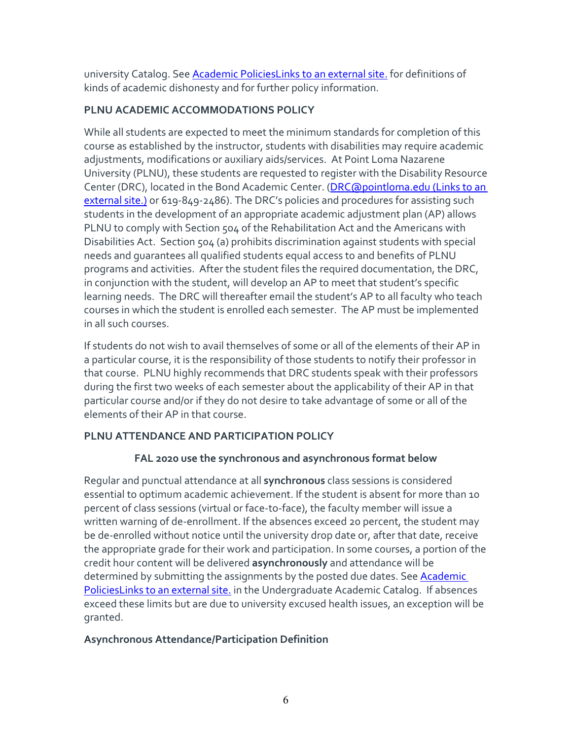university Catalog. See [Academic PoliciesLinks to an external site.]() for definitions of kinds of academic dishonesty and for further policy information.

### PLNU ACADEMIC ACCOMMODATIONS POLICY

While all students are expected to meet the minimum standards for completion of this course as established by the instructor, students with disabilities may require academic adjustments, modifications or auxiliary aids/services. At Point Loma Nazarene University (PLNU), these students are requested to register with the Disability Resource Center (DRC), located in the Bond Academic Center. ([DRC@pointloma.edu (Links to an external site.)]() or 619-849-2486). The DRC's policies and procedures for assisting such students in the development of an appropriate academic adjustment plan (AP) allows PLNU to comply with Section 504 of the Rehabilitation Act and the Americans with Disabilities Act. Section 504 (a) prohibits discrimination against students with special needs and guarantees all qualified students equal access to and benefits of PLNU programs and activities. After the student files the required documentation, the DRC, in conjunction with the student, will develop an AP to meet that student's specific learning needs. The DRC will thereafter email the student's AP to all faculty who teach courses in which the student is enrolled each semester. The AP must be implemented in all such courses.

If students do not wish to avail themselves of some or all of the elements of their AP in a particular course, it is the responsibility of those students to notify their professor in that course. PLNU highly recommends that DRC students speak with their professors during the first two weeks of each semester about the applicability of their AP in that particular course and/or if they do not desire to take advantage of some or all of the elements of their AP in that course.

### PLNU ATTENDANCE AND PARTICIPATION POLICY

**FAL 2020 use the synchronous and asynchronous format below**

Regular and punctual attendance at all **synchronous** class sessions is considered essential to optimum academic achievement. If the student is absent for more than 10 percent of class sessions (virtual or face-to-face), the faculty member will issue a written warning of de-enrollment. If the absences exceed 20 percent, the student may be de-enrolled without notice until the university drop date or, after that date, receive the appropriate grade for their work and participation. In some courses, a portion of the credit hour content will be delivered **asynchronously** and attendance will be determined by submitting the assignments by the posted due dates. See [Academic PoliciesLinks to an external site.]() in the Undergraduate Academic Catalog. If absences exceed these limits but are due to university excused health issues, an exception will be granted.

**Asynchronous Attendance/Participation Definition**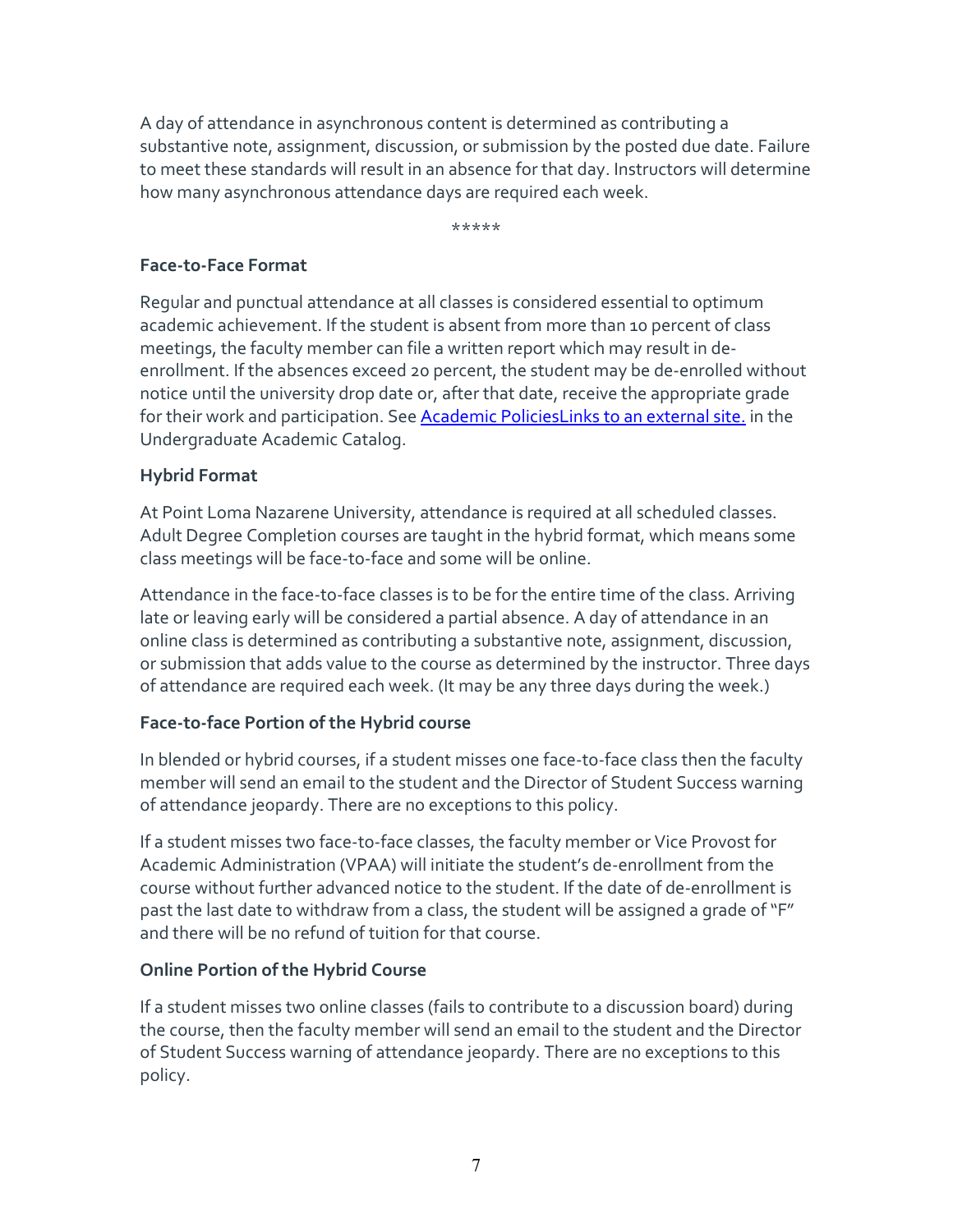A day of attendance in asynchronous content is determined as contributing a substantive note, assignment, discussion, or submission by the posted due date. Failure to meet these standards will result in an absence for that day. Instructors will determine how many asynchronous attendance days are required each week.

*****

**Face-to-Face Format**

Regular and punctual attendance at all classes is considered essential to optimum academic achievement. If the student is absent from more than 10 percent of class meetings, the faculty member can file a written report which may result in de-enrollment. If the absences exceed 20 percent, the student may be de-enrolled without notice until the university drop date or, after that date, receive the appropriate grade for their work and participation. See [Academic PoliciesLinks to an external site.]() in the Undergraduate Academic Catalog.

**Hybrid Format**

At Point Loma Nazarene University, attendance is required at all scheduled classes. Adult Degree Completion courses are taught in the hybrid format, which means some class meetings will be face-to-face and some will be online.

Attendance in the face-to-face classes is to be for the entire time of the class. Arriving late or leaving early will be considered a partial absence. A day of attendance in an online class is determined as contributing a substantive note, assignment, discussion, or submission that adds value to the course as determined by the instructor. Three days of attendance are required each week. (It may be any three days during the week.)

**Face-to-face Portion of the Hybrid course**

In blended or hybrid courses, if a student misses one face-to-face class then the faculty member will send an email to the student and the Director of Student Success warning of attendance jeopardy. There are no exceptions to this policy.

If a student misses two face-to-face classes, the faculty member or Vice Provost for Academic Administration (VPAA) will initiate the student's de-enrollment from the course without further advanced notice to the student. If the date of de-enrollment is past the last date to withdraw from a class, the student will be assigned a grade of "F" and there will be no refund of tuition for that course.

**Online Portion of the Hybrid Course**

If a student misses two online classes (fails to contribute to a discussion board) during the course, then the faculty member will send an email to the student and the Director of Student Success warning of attendance jeopardy. There are no exceptions to this policy.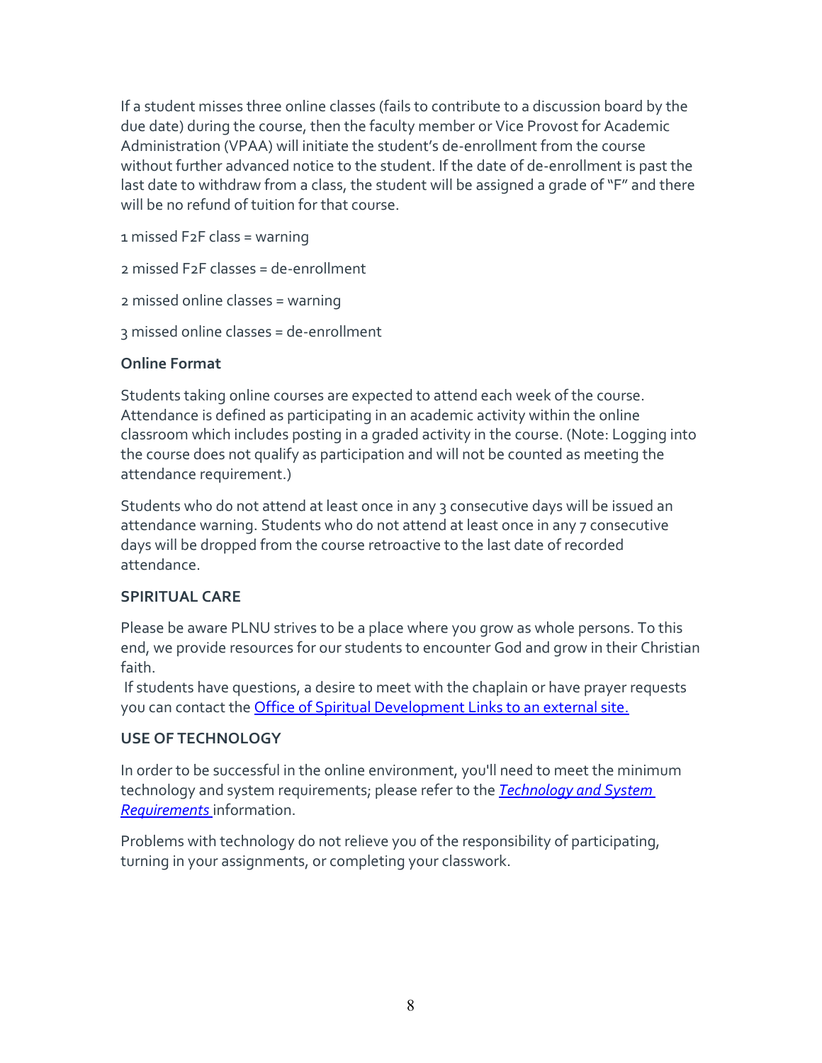If a student misses three online classes (fails to contribute to a discussion board by the due date) during the course, then the faculty member or Vice Provost for Academic Administration (VPAA) will initiate the student's de-enrollment from the course without further advanced notice to the student. If the date of de-enrollment is past the last date to withdraw from a class, the student will be assigned a grade of "F" and there will be no refund of tuition for that course.

1 missed F2F class = warning

2 missed F2F classes = de-enrollment

2 missed online classes = warning

3 missed online classes = de-enrollment

**Online Format**

Students taking online courses are expected to attend each week of the course. Attendance is defined as participating in an academic activity within the online classroom which includes posting in a graded activity in the course. (Note: Logging into the course does not qualify as participation and will not be counted as meeting the attendance requirement.)

Students who do not attend at least once in any 3 consecutive days will be issued an attendance warning. Students who do not attend at least once in any 7 consecutive days will be dropped from the course retroactive to the last date of recorded attendance.

**SPIRITUAL CARE**

Please be aware PLNU strives to be a place where you grow as whole persons. To this end, we provide resources for our students to encounter God and grow in their Christian faith.

If students have questions, a desire to meet with the chaplain or have prayer requests you can contact the Office of Spiritual Development Links to an external site.

**USE OF TECHNOLOGY**

In order to be successful in the online environment, you'll need to meet the minimum technology and system requirements; please refer to the *Technology and System Requirements* information.

Problems with technology do not relieve you of the responsibility of participating, turning in your assignments, or completing your classwork.